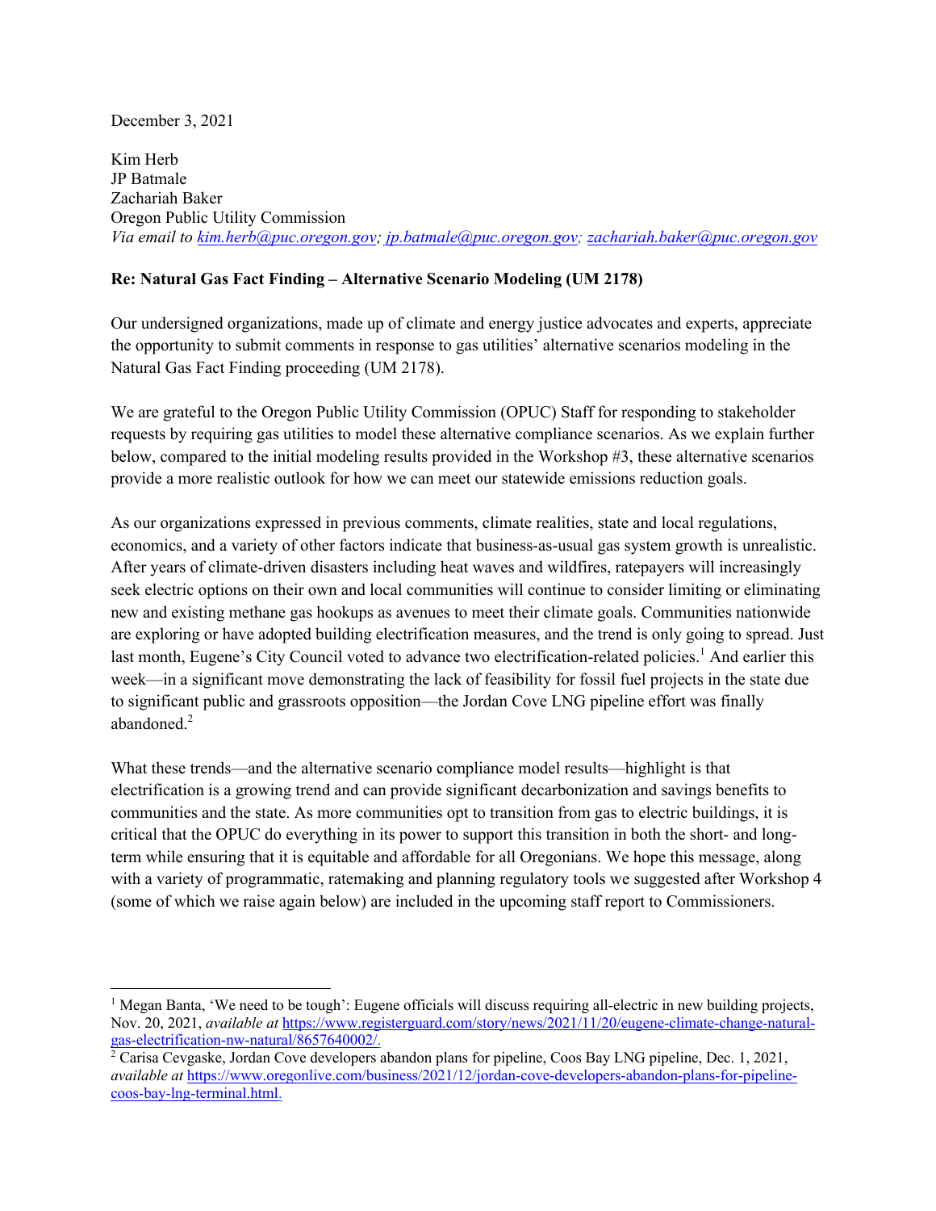December 3, 2021

Kim Herb
JP Batmale
Zachariah Baker
Oregon Public Utility Commission
*Via email to [kim.herb@puc.oregon.gov](mailto:kim.herb@puc.oregon.gov); [jp.batmale@puc.oregon.gov](mailto:jp.batmale@puc.oregon.gov); [zachariah.baker@puc.oregon.gov](mailto:zachariah.baker@puc.oregon.gov)*

**Re: Natural Gas Fact Finding – Alternative Scenario Modeling (UM 2178)**

Our undersigned organizations, made up of climate and energy justice advocates and experts, appreciate the opportunity to submit comments in response to gas utilities' alternative scenarios modeling in the Natural Gas Fact Finding proceeding (UM 2178).

We are grateful to the Oregon Public Utility Commission (OPUC) Staff for responding to stakeholder requests by requiring gas utilities to model these alternative compliance scenarios. As we explain further below, compared to the initial modeling results provided in the Workshop #3, these alternative scenarios provide a more realistic outlook for how we can meet our statewide emissions reduction goals.

As our organizations expressed in previous comments, climate realities, state and local regulations, economics, and a variety of other factors indicate that business-as-usual gas system growth is unrealistic. After years of climate-driven disasters including heat waves and wildfires, ratepayers will increasingly seek electric options on their own and local communities will continue to consider limiting or eliminating new and existing methane gas hookups as avenues to meet their climate goals. Communities nationwide are exploring or have adopted building electrification measures, and the trend is only going to spread. Just last month, Eugene's City Council voted to advance two electrification-related policies.[1] And earlier this week—in a significant move demonstrating the lack of feasibility for fossil fuel projects in the state due to significant public and grassroots opposition—the Jordan Cove LNG pipeline effort was finally abandoned.[2]

What these trends—and the alternative scenario compliance model results—highlight is that electrification is a growing trend and can provide significant decarbonization and savings benefits to communities and the state. As more communities opt to transition from gas to electric buildings, it is critical that the OPUC do everything in its power to support this transition in both the short- and long-term while ensuring that it is equitable and affordable for all Oregonians. We hope this message, along with a variety of programmatic, ratemaking and planning regulatory tools we suggested after Workshop 4 (some of which we raise again below) are included in the upcoming staff report to Commissioners.

---

[1] Megan Banta, 'We need to be tough': Eugene officials will discuss requiring all-electric in new building projects, Nov. 20, 2021, *available at* [https://www.registerguard.com/story/news/2021/11/20/eugene-climate-change-natural-gas-electrification-nw-natural/8657640002/](https://www.registerguard.com/story/news/2021/11/20/eugene-climate-change-natural-gas-electrification-nw-natural/8657640002/).

[2] Carisa Cevgaske, Jordan Cove developers abandon plans for pipeline, Coos Bay LNG pipeline, Dec. 1, 2021, *available at* [https://www.oregonlive.com/business/2021/12/jordan-cove-developers-abandon-plans-for-pipeline-coos-bay-lng-terminal.html](https://www.oregonlive.com/business/2021/12/jordan-cove-developers-abandon-plans-for-pipeline-coos-bay-lng-terminal.html).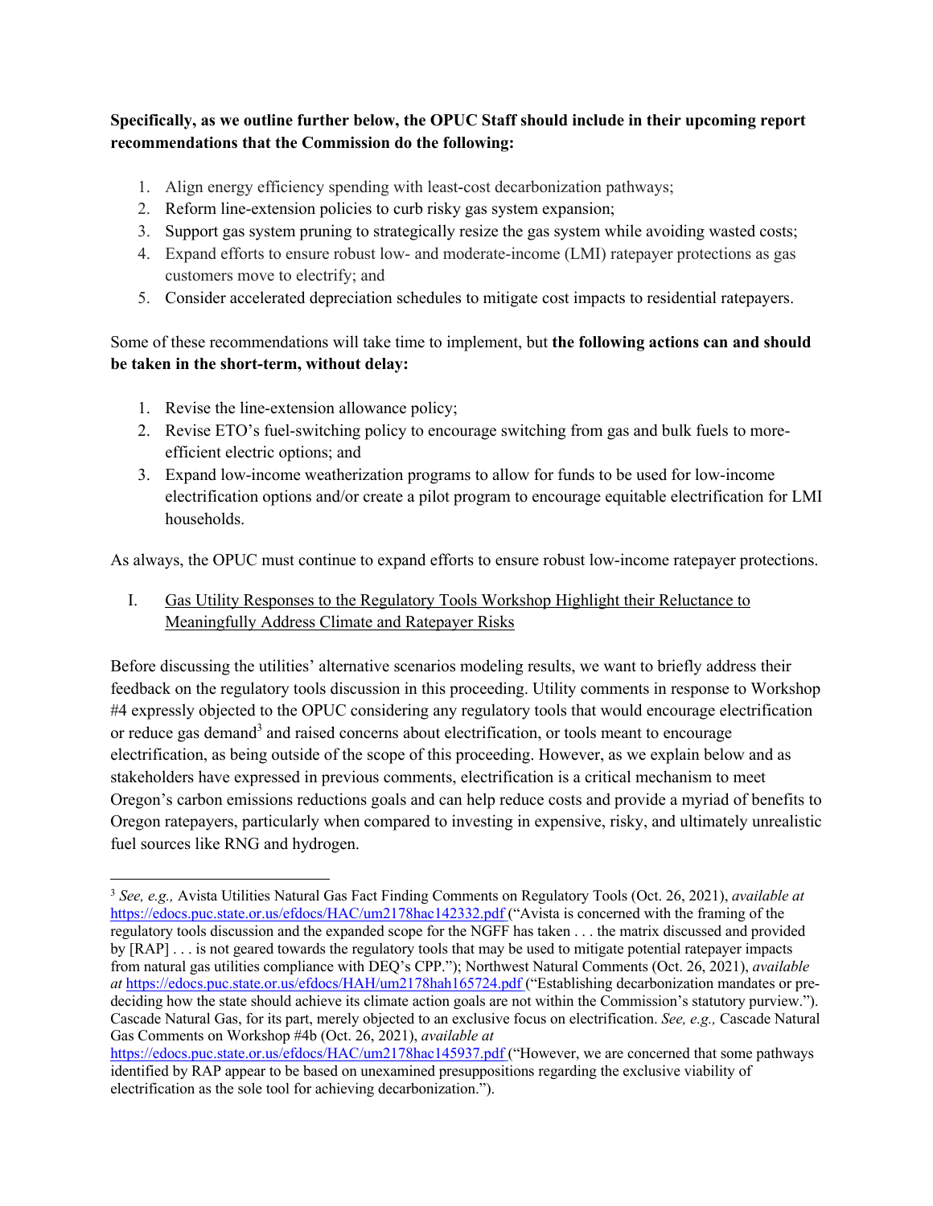**Specifically, as we outline further below, the OPUC Staff should include in their upcoming report recommendations that the Commission do the following:**

1. Align energy efficiency spending with least-cost decarbonization pathways;
2. Reform line-extension policies to curb risky gas system expansion;
3. Support gas system pruning to strategically resize the gas system while avoiding wasted costs;
4. Expand efforts to ensure robust low- and moderate-income (LMI) ratepayer protections as gas customers move to electrify; and
5. Consider accelerated depreciation schedules to mitigate cost impacts to residential ratepayers.

Some of these recommendations will take time to implement, but **the following actions can and should be taken in the short-term, without delay:**

1. Revise the line-extension allowance policy;
2. Revise ETO's fuel-switching policy to encourage switching from gas and bulk fuels to more-efficient electric options; and
3. Expand low-income weatherization programs to allow for funds to be used for low-income electrification options and/or create a pilot program to encourage equitable electrification for LMI households.

As always, the OPUC must continue to expand efforts to ensure robust low-income ratepayer protections.

## I. Gas Utility Responses to the Regulatory Tools Workshop Highlight their Reluctance to Meaningfully Address Climate and Ratepayer Risks

Before discussing the utilities' alternative scenarios modeling results, we want to briefly address their feedback on the regulatory tools discussion in this proceeding. Utility comments in response to Workshop #4 expressly objected to the OPUC considering any regulatory tools that would encourage electrification or reduce gas demand[3] and raised concerns about electrification, or tools meant to encourage electrification, as being outside of the scope of this proceeding. However, as we explain below and as stakeholders have expressed in previous comments, electrification is a critical mechanism to meet Oregon's carbon emissions reductions goals and can help reduce costs and provide a myriad of benefits to Oregon ratepayers, particularly when compared to investing in expensive, risky, and ultimately unrealistic fuel sources like RNG and hydrogen.

---

[3] *See, e.g.,* Avista Utilities Natural Gas Fact Finding Comments on Regulatory Tools (Oct. 26, 2021), *available at* https://edocs.puc.state.or.us/efdocs/HAC/um2178hac142332.pdf ("Avista is concerned with the framing of the regulatory tools discussion and the expanded scope for the NGFF has taken . . . the matrix discussed and provided by [RAP] . . . is not geared towards the regulatory tools that may be used to mitigate potential ratepayer impacts from natural gas utilities compliance with DEQ's CPP."); Northwest Natural Comments (Oct. 26, 2021), *available at* https://edocs.puc.state.or.us/efdocs/HAH/um2178hah165724.pdf ("Establishing decarbonization mandates or pre-deciding how the state should achieve its climate action goals are not within the Commission's statutory purview."). Cascade Natural Gas, for its part, merely objected to an exclusive focus on electrification. *See, e.g.,* Cascade Natural Gas Comments on Workshop #4b (Oct. 26, 2021), *available at* https://edocs.puc.state.or.us/efdocs/HAC/um2178hac145937.pdf ("However, we are concerned that some pathways identified by RAP appear to be based on unexamined presuppositions regarding the exclusive viability of electrification as the sole tool for achieving decarbonization.").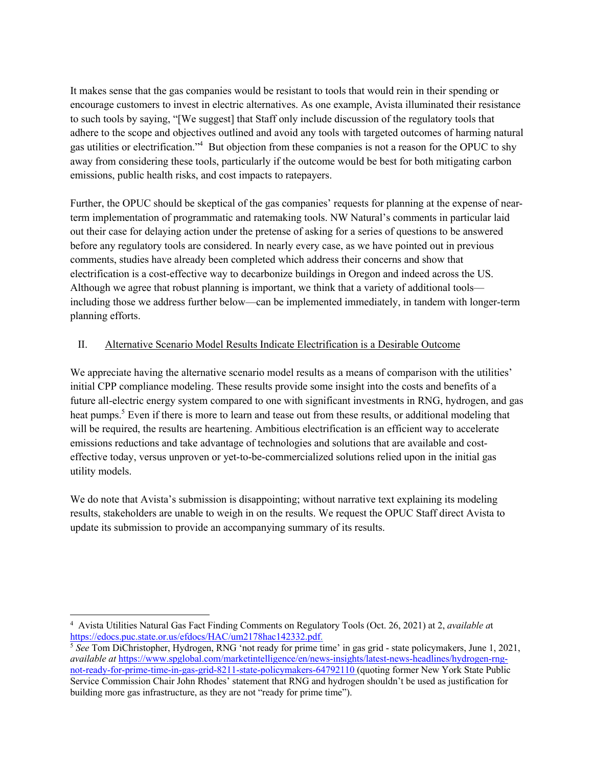It makes sense that the gas companies would be resistant to tools that would rein in their spending or encourage customers to invest in electric alternatives. As one example, Avista illuminated their resistance to such tools by saying, "[We suggest] that Staff only include discussion of the regulatory tools that adhere to the scope and objectives outlined and avoid any tools with targeted outcomes of harming natural gas utilities or electrification."[4] But objection from these companies is not a reason for the OPUC to shy away from considering these tools, particularly if the outcome would be best for both mitigating carbon emissions, public health risks, and cost impacts to ratepayers.

Further, the OPUC should be skeptical of the gas companies' requests for planning at the expense of near-term implementation of programmatic and ratemaking tools. NW Natural's comments in particular laid out their case for delaying action under the pretense of asking for a series of questions to be answered before any regulatory tools are considered. In nearly every case, as we have pointed out in previous comments, studies have already been completed which address their concerns and show that electrification is a cost-effective way to decarbonize buildings in Oregon and indeed across the US. Although we agree that robust planning is important, we think that a variety of additional tools—including those we address further below—can be implemented immediately, in tandem with longer-term planning efforts.

## II. Alternative Scenario Model Results Indicate Electrification is a Desirable Outcome

We appreciate having the alternative scenario model results as a means of comparison with the utilities' initial CPP compliance modeling. These results provide some insight into the costs and benefits of a future all-electric energy system compared to one with significant investments in RNG, hydrogen, and gas heat pumps.[5] Even if there is more to learn and tease out from these results, or additional modeling that will be required, the results are heartening. Ambitious electrification is an efficient way to accelerate emissions reductions and take advantage of technologies and solutions that are available and cost-effective today, versus unproven or yet-to-be-commercialized solutions relied upon in the initial gas utility models.

We do note that Avista's submission is disappointing; without narrative text explaining its modeling results, stakeholders are unable to weigh in on the results. We request the OPUC Staff direct Avista to update its submission to provide an accompanying summary of its results.

---

[4] Avista Utilities Natural Gas Fact Finding Comments on Regulatory Tools (Oct. 26, 2021) at 2, *available at* https://edocs.puc.state.or.us/efdocs/HAC/um2178hac142332.pdf.

[5] *See* Tom DiChristopher, Hydrogen, RNG 'not ready for prime time' in gas grid - state policymakers, June 1, 2021, *available at* https://www.spglobal.com/marketintelligence/en/news-insights/latest-news-headlines/hydrogen-rng-not-ready-for-prime-time-in-gas-grid-8211-state-policymakers-64792110 (quoting former New York State Public Service Commission Chair John Rhodes' statement that RNG and hydrogen shouldn't be used as justification for building more gas infrastructure, as they are not "ready for prime time").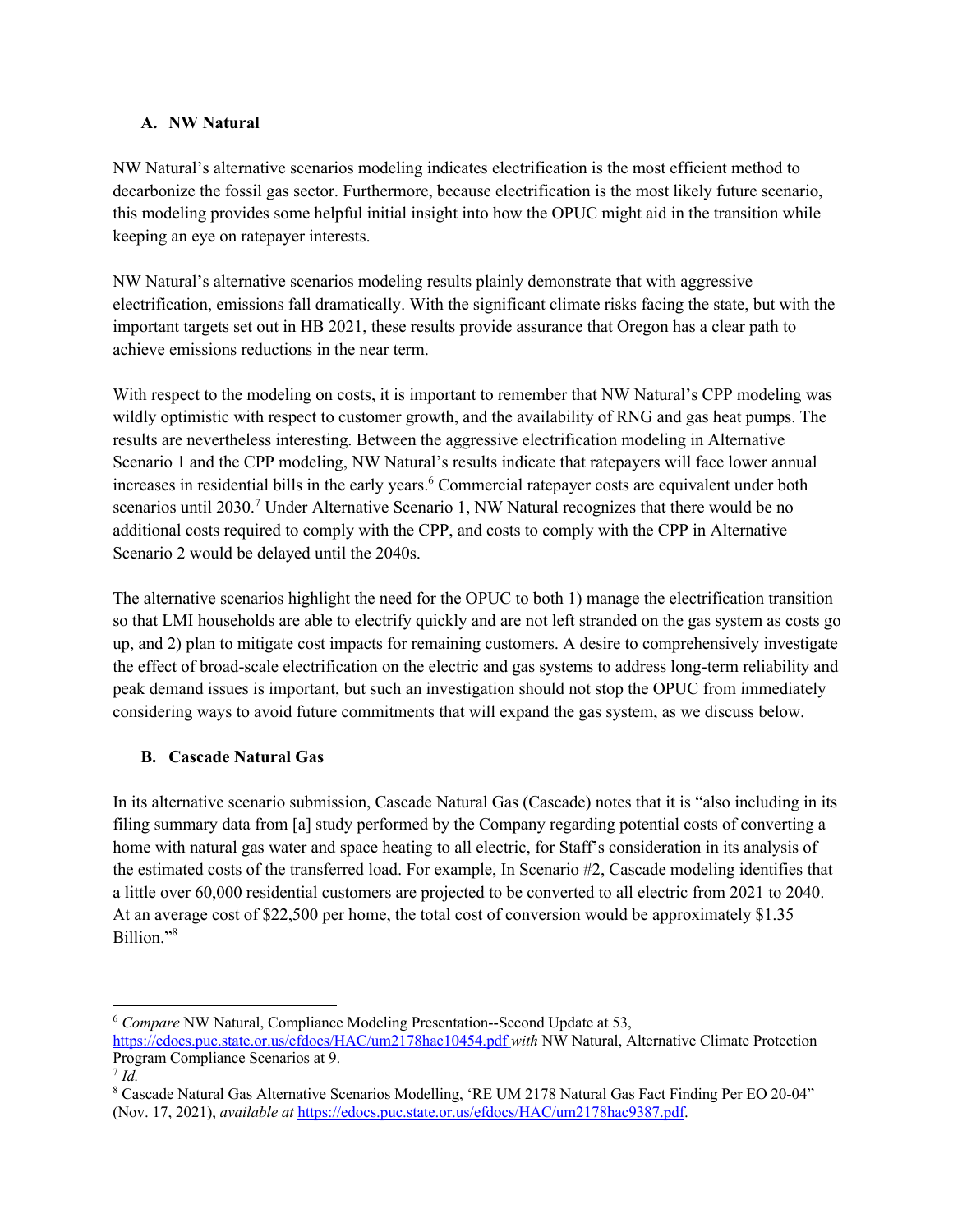### A. NW Natural

NW Natural's alternative scenarios modeling indicates electrification is the most efficient method to decarbonize the fossil gas sector. Furthermore, because electrification is the most likely future scenario, this modeling provides some helpful initial insight into how the OPUC might aid in the transition while keeping an eye on ratepayer interests.

NW Natural's alternative scenarios modeling results plainly demonstrate that with aggressive electrification, emissions fall dramatically. With the significant climate risks facing the state, but with the important targets set out in HB 2021, these results provide assurance that Oregon has a clear path to achieve emissions reductions in the near term.

With respect to the modeling on costs, it is important to remember that NW Natural's CPP modeling was wildly optimistic with respect to customer growth, and the availability of RNG and gas heat pumps. The results are nevertheless interesting. Between the aggressive electrification modeling in Alternative Scenario 1 and the CPP modeling, NW Natural's results indicate that ratepayers will face lower annual increases in residential bills in the early years.[6] Commercial ratepayer costs are equivalent under both scenarios until 2030.[7] Under Alternative Scenario 1, NW Natural recognizes that there would be no additional costs required to comply with the CPP, and costs to comply with the CPP in Alternative Scenario 2 would be delayed until the 2040s.

The alternative scenarios highlight the need for the OPUC to both 1) manage the electrification transition so that LMI households are able to electrify quickly and are not left stranded on the gas system as costs go up, and 2) plan to mitigate cost impacts for remaining customers. A desire to comprehensively investigate the effect of broad-scale electrification on the electric and gas systems to address long-term reliability and peak demand issues is important, but such an investigation should not stop the OPUC from immediately considering ways to avoid future commitments that will expand the gas system, as we discuss below.

### B. Cascade Natural Gas

In its alternative scenario submission, Cascade Natural Gas (Cascade) notes that it is "also including in its filing summary data from [a] study performed by the Company regarding potential costs of converting a home with natural gas water and space heating to all electric, for Staff's consideration in its analysis of the estimated costs of the transferred load. For example, In Scenario #2, Cascade modeling identifies that a little over 60,000 residential customers are projected to be converted to all electric from 2021 to 2040. At an average cost of $22,500 per home, the total cost of conversion would be approximately $1.35 Billion."[8]

---

[6] *Compare* NW Natural, Compliance Modeling Presentation--Second Update at 53, https://edocs.puc.state.or.us/efdocs/HAC/um2178hac10454.pdf *with* NW Natural, Alternative Climate Protection Program Compliance Scenarios at 9.

[7] *Id.*

[8] Cascade Natural Gas Alternative Scenarios Modelling, 'RE UM 2178 Natural Gas Fact Finding Per EO 20-04" (Nov. 17, 2021), *available at* https://edocs.puc.state.or.us/efdocs/HAC/um2178hac9387.pdf.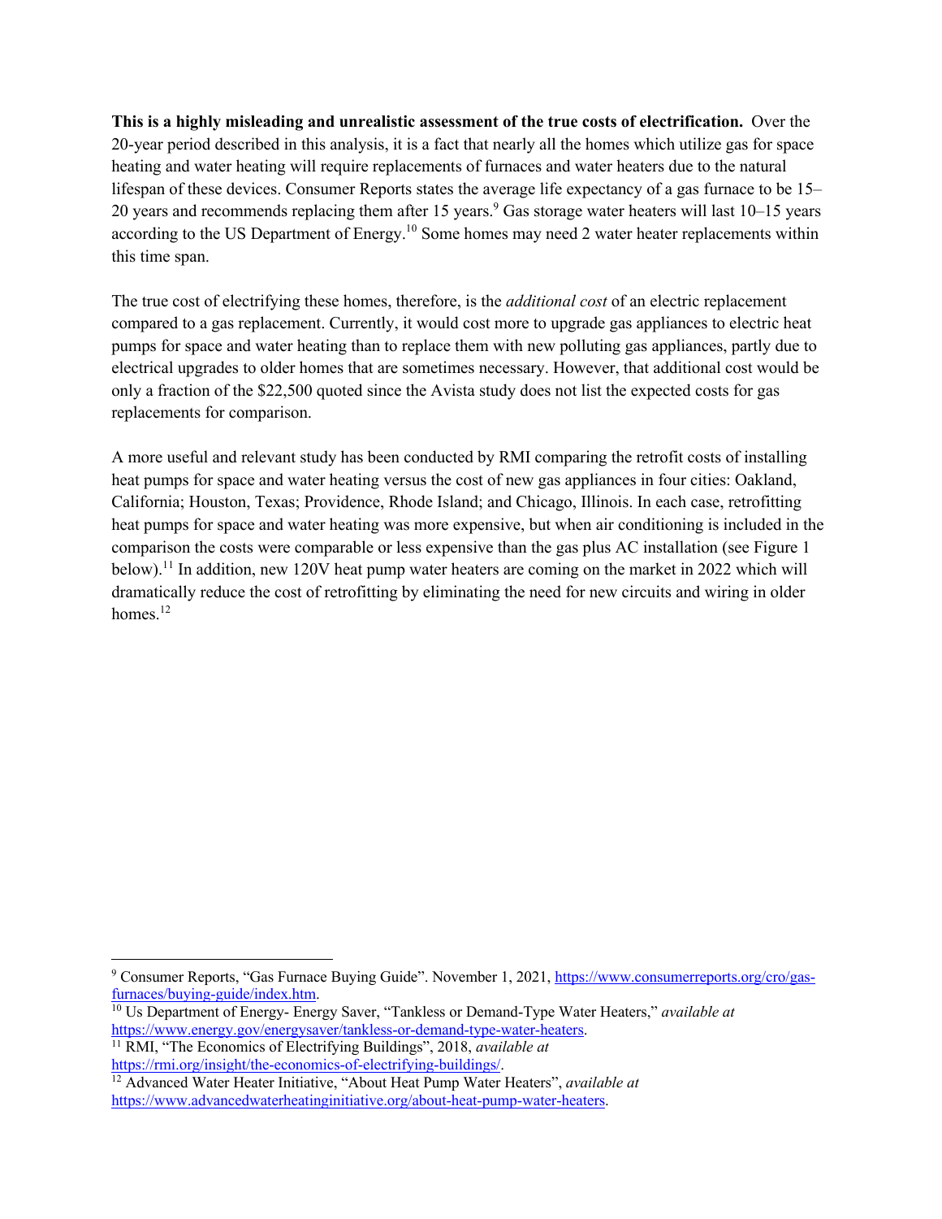**This is a highly misleading and unrealistic assessment of the true costs of electrification.** Over the 20-year period described in this analysis, it is a fact that nearly all the homes which utilize gas for space heating and water heating will require replacements of furnaces and water heaters due to the natural lifespan of these devices. Consumer Reports states the average life expectancy of a gas furnace to be 15–20 years and recommends replacing them after 15 years.[9] Gas storage water heaters will last 10–15 years according to the US Department of Energy.[10] Some homes may need 2 water heater replacements within this time span.

The true cost of electrifying these homes, therefore, is the *additional cost* of an electric replacement compared to a gas replacement. Currently, it would cost more to upgrade gas appliances to electric heat pumps for space and water heating than to replace them with new polluting gas appliances, partly due to electrical upgrades to older homes that are sometimes necessary. However, that additional cost would be only a fraction of the $22,500 quoted since the Avista study does not list the expected costs for gas replacements for comparison.

A more useful and relevant study has been conducted by RMI comparing the retrofit costs of installing heat pumps for space and water heating versus the cost of new gas appliances in four cities: Oakland, California; Houston, Texas; Providence, Rhode Island; and Chicago, Illinois. In each case, retrofitting heat pumps for space and water heating was more expensive, but when air conditioning is included in the comparison the costs were comparable or less expensive than the gas plus AC installation (see Figure 1 below).[11] In addition, new 120V heat pump water heaters are coming on the market in 2022 which will dramatically reduce the cost of retrofitting by eliminating the need for new circuits and wiring in older homes.[12]

---

[9] Consumer Reports, "Gas Furnace Buying Guide". November 1, 2021, https://www.consumerreports.org/cro/gas-furnaces/buying-guide/index.htm.

[10] Us Department of Energy- Energy Saver, "Tankless or Demand-Type Water Heaters," *available at* https://www.energy.gov/energysaver/tankless-or-demand-type-water-heaters.

[11] RMI, "The Economics of Electrifying Buildings", 2018, *available at* https://rmi.org/insight/the-economics-of-electrifying-buildings/.

[12] Advanced Water Heater Initiative, "About Heat Pump Water Heaters", *available at* https://www.advancedwaterheatinginitiative.org/about-heat-pump-water-heaters.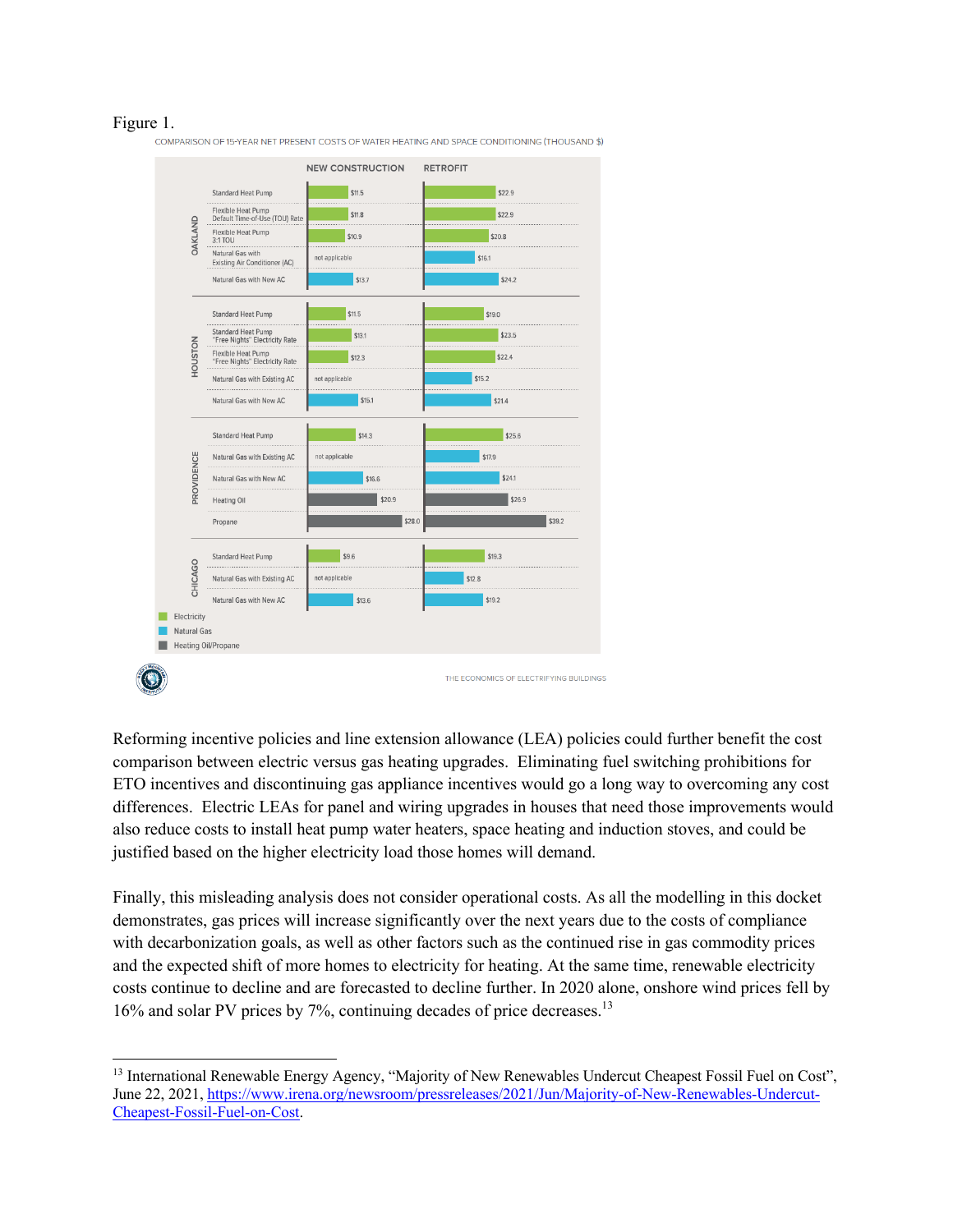Figure 1.

COMPARISON OF 15-YEAR NET PRESENT COSTS OF WATER HEATING AND SPACE CONDITIONING (THOUSAND $)

NEW CONSTRUCTION
RETROFIT

OAKLAND
Standard Heat Pump $11.5 $22.9
Flexible Heat Pump Default Time-of-Use (TOU) Rate $11.8 $22.9
Flexible Heat Pump 3:1 TOU $10.9 $20.8
Natural Gas with Existing Air Conditioner (AC) not applicable $16.1
Natural Gas with New AC $13.7 $24.2

HOUSTON
Standard Heat Pump $11.5 $19.0
Standard Heat Pump "Free Nights" Electricity Rate $13.1 $23.5
Flexible Heat Pump "Free Nights" Electricity Rate $12.3 $22.4
Natural Gas with Existing AC not applicable $15.2
Natural Gas with New AC $15.1 $21.4

PROVIDENCE
Standard Heat Pump $14.3 $25.6
Natural Gas with Existing AC not applicable $17.9
Natural Gas with New AC $16.6 $24.1
Heating Oil $20.9 $26.9
Propane $28.0 $39.2

CHICAGO
Standard Heat Pump $9.6 $19.3
Natural Gas with Existing AC not applicable $12.8
Natural Gas with New AC $13.6 $19.2

Electricity
Natural Gas
Heating Oil/Propane

THE ECONOMICS OF ELECTRIFYING BUILDINGS

Reforming incentive policies and line extension allowance (LEA) policies could further benefit the cost comparison between electric versus gas heating upgrades. Eliminating fuel switching prohibitions for ETO incentives and discontinuing gas appliance incentives would go a long way to overcoming any cost differences. Electric LEAs for panel and wiring upgrades in houses that need those improvements would also reduce costs to install heat pump water heaters, space heating and induction stoves, and could be justified based on the higher electricity load those homes will demand.

Finally, this misleading analysis does not consider operational costs. As all the modelling in this docket demonstrates, gas prices will increase significantly over the next years due to the costs of compliance with decarbonization goals, as well as other factors such as the continued rise in gas commodity prices and the expected shift of more homes to electricity for heating. At the same time, renewable electricity costs continue to decline and are forecasted to decline further. In 2020 alone, onshore wind prices fell by 16% and solar PV prices by 7%, continuing decades of price decreases.[13]

[13] International Renewable Energy Agency, "Majority of New Renewables Undercut Cheapest Fossil Fuel on Cost", June 22, 2021, https://www.irena.org/newsroom/pressreleases/2021/Jun/Majority-of-New-Renewables-Undercut-Cheapest-Fossil-Fuel-on-Cost.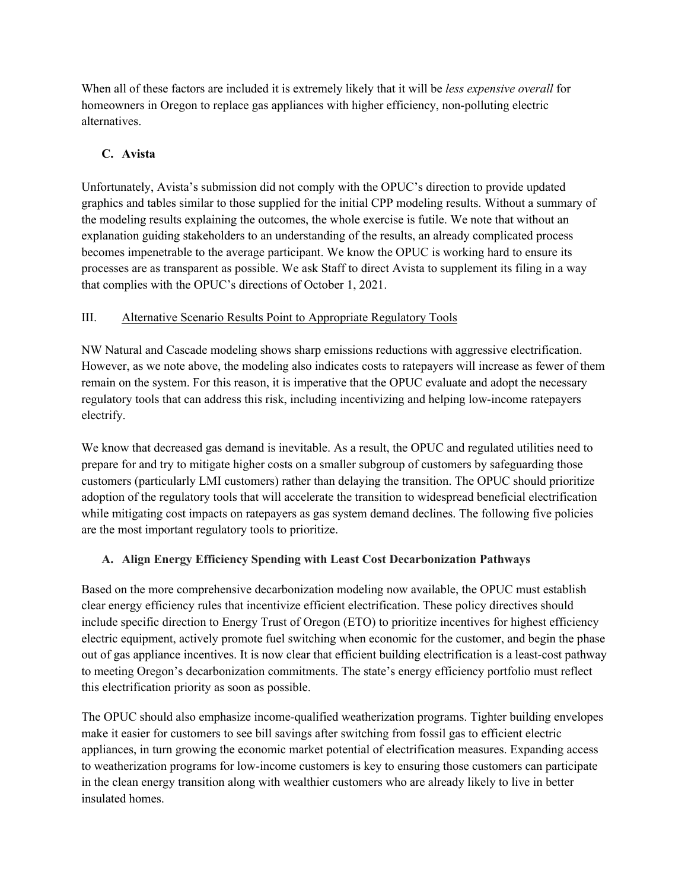When all of these factors are included it is extremely likely that it will be *less expensive overall* for homeowners in Oregon to replace gas appliances with higher efficiency, non-polluting electric alternatives.

### C. Avista

Unfortunately, Avista's submission did not comply with the OPUC's direction to provide updated graphics and tables similar to those supplied for the initial CPP modeling results. Without a summary of the modeling results explaining the outcomes, the whole exercise is futile. We note that without an explanation guiding stakeholders to an understanding of the results, an already complicated process becomes impenetrable to the average participant. We know the OPUC is working hard to ensure its processes are as transparent as possible. We ask Staff to direct Avista to supplement its filing in a way that complies with the OPUC's directions of October 1, 2021.

## III. Alternative Scenario Results Point to Appropriate Regulatory Tools

NW Natural and Cascade modeling shows sharp emissions reductions with aggressive electrification. However, as we note above, the modeling also indicates costs to ratepayers will increase as fewer of them remain on the system. For this reason, it is imperative that the OPUC evaluate and adopt the necessary regulatory tools that can address this risk, including incentivizing and helping low-income ratepayers electrify.

We know that decreased gas demand is inevitable. As a result, the OPUC and regulated utilities need to prepare for and try to mitigate higher costs on a smaller subgroup of customers by safeguarding those customers (particularly LMI customers) rather than delaying the transition. The OPUC should prioritize adoption of the regulatory tools that will accelerate the transition to widespread beneficial electrification while mitigating cost impacts on ratepayers as gas system demand declines. The following five policies are the most important regulatory tools to prioritize.

### A. Align Energy Efficiency Spending with Least Cost Decarbonization Pathways

Based on the more comprehensive decarbonization modeling now available, the OPUC must establish clear energy efficiency rules that incentivize efficient electrification. These policy directives should include specific direction to Energy Trust of Oregon (ETO) to prioritize incentives for highest efficiency electric equipment, actively promote fuel switching when economic for the customer, and begin the phase out of gas appliance incentives. It is now clear that efficient building electrification is a least-cost pathway to meeting Oregon's decarbonization commitments. The state's energy efficiency portfolio must reflect this electrification priority as soon as possible.

The OPUC should also emphasize income-qualified weatherization programs. Tighter building envelopes make it easier for customers to see bill savings after switching from fossil gas to efficient electric appliances, in turn growing the economic market potential of electrification measures. Expanding access to weatherization programs for low-income customers is key to ensuring those customers can participate in the clean energy transition along with wealthier customers who are already likely to live in better insulated homes.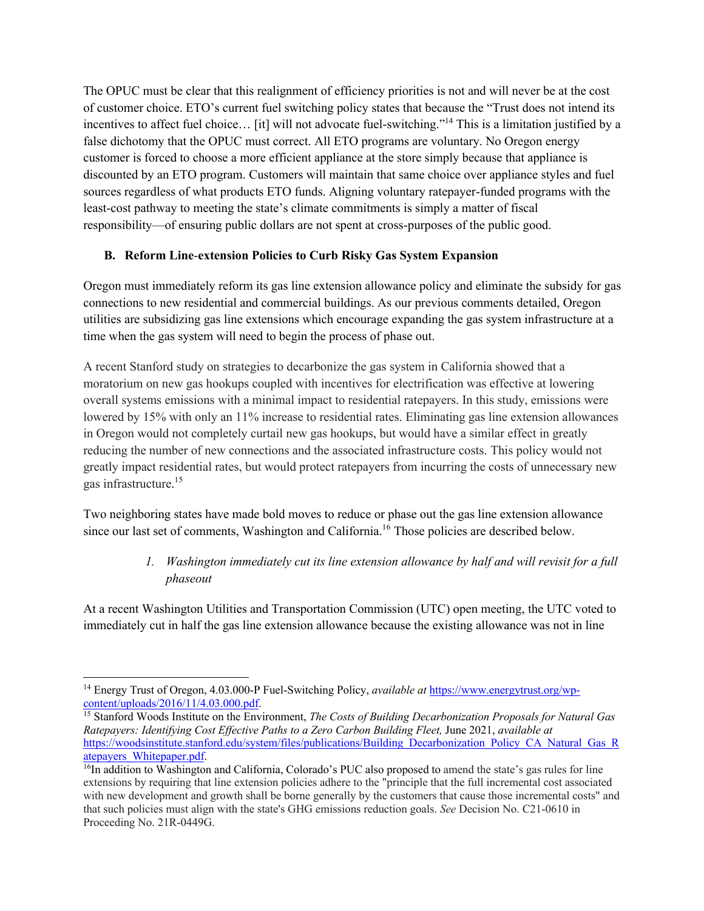The OPUC must be clear that this realignment of efficiency priorities is not and will never be at the cost of customer choice. ETO's current fuel switching policy states that because the "Trust does not intend its incentives to affect fuel choice… [it] will not advocate fuel-switching."[14] This is a limitation justified by a false dichotomy that the OPUC must correct. All ETO programs are voluntary. No Oregon energy customer is forced to choose a more efficient appliance at the store simply because that appliance is discounted by an ETO program. Customers will maintain that same choice over appliance styles and fuel sources regardless of what products ETO funds. Aligning voluntary ratepayer-funded programs with the least-cost pathway to meeting the state's climate commitments is simply a matter of fiscal responsibility—of ensuring public dollars are not spent at cross-purposes of the public good.

### B. Reform Line-extension Policies to Curb Risky Gas System Expansion

Oregon must immediately reform its gas line extension allowance policy and eliminate the subsidy for gas connections to new residential and commercial buildings. As our previous comments detailed, Oregon utilities are subsidizing gas line extensions which encourage expanding the gas system infrastructure at a time when the gas system will need to begin the process of phase out.

A recent Stanford study on strategies to decarbonize the gas system in California showed that a moratorium on new gas hookups coupled with incentives for electrification was effective at lowering overall systems emissions with a minimal impact to residential ratepayers. In this study, emissions were lowered by 15% with only an 11% increase to residential rates. Eliminating gas line extension allowances in Oregon would not completely curtail new gas hookups, but would have a similar effect in greatly reducing the number of new connections and the associated infrastructure costs. This policy would not greatly impact residential rates, but would protect ratepayers from incurring the costs of unnecessary new gas infrastructure.[15]

Two neighboring states have made bold moves to reduce or phase out the gas line extension allowance since our last set of comments, Washington and California.[16] Those policies are described below.

#### *1. Washington immediately cut its line extension allowance by half and will revisit for a full phaseout*

At a recent Washington Utilities and Transportation Commission (UTC) open meeting, the UTC voted to immediately cut in half the gas line extension allowance because the existing allowance was not in line

---

[14] Energy Trust of Oregon, 4.03.000-P Fuel-Switching Policy, *available at* https://www.energytrust.org/wp-content/uploads/2016/11/4.03.000.pdf.

[15] Stanford Woods Institute on the Environment, *The Costs of Building Decarbonization Proposals for Natural Gas Ratepayers: Identifying Cost Effective Paths to a Zero Carbon Building Fleet,* June 2021, *available at* https://woodsinstitute.stanford.edu/system/files/publications/Building_Decarbonization_Policy_CA_Natural_Gas_Ratepayers_Whitepaper.pdf.

[16] In addition to Washington and California, Colorado's PUC also proposed to amend the state's gas rules for line extensions by requiring that line extension policies adhere to the "principle that the full incremental cost associated with new development and growth shall be borne generally by the customers that cause those incremental costs" and that such policies must align with the state's GHG emissions reduction goals. *See* Decision No. C21-0610 in Proceeding No. 21R-0449G.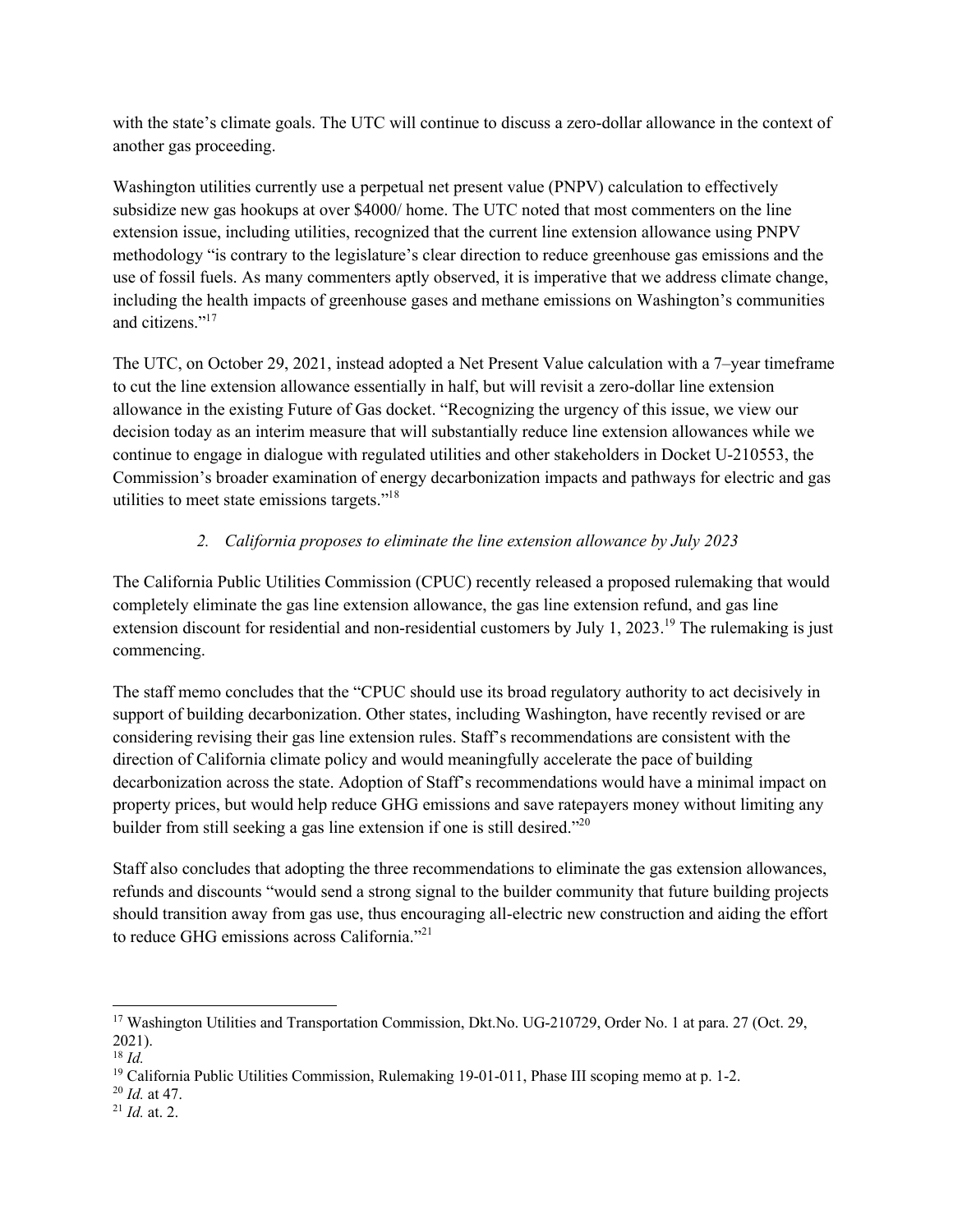with the state's climate goals. The UTC will continue to discuss a zero-dollar allowance in the context of another gas proceeding.

Washington utilities currently use a perpetual net present value (PNPV) calculation to effectively subsidize new gas hookups at over $4000/ home. The UTC noted that most commenters on the line extension issue, including utilities, recognized that the current line extension allowance using PNPV methodology "is contrary to the legislature's clear direction to reduce greenhouse gas emissions and the use of fossil fuels. As many commenters aptly observed, it is imperative that we address climate change, including the health impacts of greenhouse gases and methane emissions on Washington's communities and citizens."[17]

The UTC, on October 29, 2021, instead adopted a Net Present Value calculation with a 7–year timeframe to cut the line extension allowance essentially in half, but will revisit a zero-dollar line extension allowance in the existing Future of Gas docket. "Recognizing the urgency of this issue, we view our decision today as an interim measure that will substantially reduce line extension allowances while we continue to engage in dialogue with regulated utilities and other stakeholders in Docket U-210553, the Commission's broader examination of energy decarbonization impacts and pathways for electric and gas utilities to meet state emissions targets."[18]

### *2. California proposes to eliminate the line extension allowance by July 2023*

The California Public Utilities Commission (CPUC) recently released a proposed rulemaking that would completely eliminate the gas line extension allowance, the gas line extension refund, and gas line extension discount for residential and non-residential customers by July 1, 2023.[19] The rulemaking is just commencing.

The staff memo concludes that the "CPUC should use its broad regulatory authority to act decisively in support of building decarbonization. Other states, including Washington, have recently revised or are considering revising their gas line extension rules. Staff's recommendations are consistent with the direction of California climate policy and would meaningfully accelerate the pace of building decarbonization across the state. Adoption of Staff's recommendations would have a minimal impact on property prices, but would help reduce GHG emissions and save ratepayers money without limiting any builder from still seeking a gas line extension if one is still desired."[20]

Staff also concludes that adopting the three recommendations to eliminate the gas extension allowances, refunds and discounts "would send a strong signal to the builder community that future building projects should transition away from gas use, thus encouraging all-electric new construction and aiding the effort to reduce GHG emissions across California."[21]

---

[17] Washington Utilities and Transportation Commission, Dkt.No. UG-210729, Order No. 1 at para. 27 (Oct. 29, 2021).

[18] *Id.*

[19] California Public Utilities Commission, Rulemaking 19-01-011, Phase III scoping memo at p. 1-2.

[20] *Id.* at 47.

[21] *Id.* at. 2.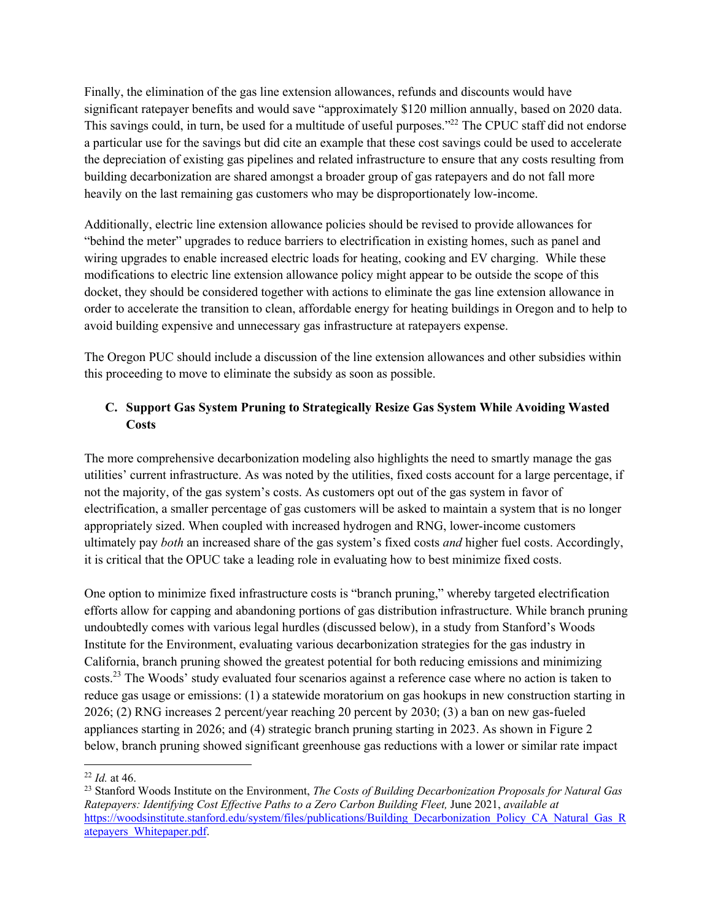Finally, the elimination of the gas line extension allowances, refunds and discounts would have significant ratepayer benefits and would save "approximately $120 million annually, based on 2020 data. This savings could, in turn, be used for a multitude of useful purposes."[22] The CPUC staff did not endorse a particular use for the savings but did cite an example that these cost savings could be used to accelerate the depreciation of existing gas pipelines and related infrastructure to ensure that any costs resulting from building decarbonization are shared amongst a broader group of gas ratepayers and do not fall more heavily on the last remaining gas customers who may be disproportionately low-income.

Additionally, electric line extension allowance policies should be revised to provide allowances for "behind the meter" upgrades to reduce barriers to electrification in existing homes, such as panel and wiring upgrades to enable increased electric loads for heating, cooking and EV charging. While these modifications to electric line extension allowance policy might appear to be outside the scope of this docket, they should be considered together with actions to eliminate the gas line extension allowance in order to accelerate the transition to clean, affordable energy for heating buildings in Oregon and to help to avoid building expensive and unnecessary gas infrastructure at ratepayers expense.

The Oregon PUC should include a discussion of the line extension allowances and other subsidies within this proceeding to move to eliminate the subsidy as soon as possible.

### C. Support Gas System Pruning to Strategically Resize Gas System While Avoiding Wasted Costs

The more comprehensive decarbonization modeling also highlights the need to smartly manage the gas utilities' current infrastructure. As was noted by the utilities, fixed costs account for a large percentage, if not the majority, of the gas system's costs. As customers opt out of the gas system in favor of electrification, a smaller percentage of gas customers will be asked to maintain a system that is no longer appropriately sized. When coupled with increased hydrogen and RNG, lower-income customers ultimately pay *both* an increased share of the gas system's fixed costs *and* higher fuel costs. Accordingly, it is critical that the OPUC take a leading role in evaluating how to best minimize fixed costs.

One option to minimize fixed infrastructure costs is "branch pruning," whereby targeted electrification efforts allow for capping and abandoning portions of gas distribution infrastructure. While branch pruning undoubtedly comes with various legal hurdles (discussed below), in a study from Stanford's Woods Institute for the Environment, evaluating various decarbonization strategies for the gas industry in California, branch pruning showed the greatest potential for both reducing emissions and minimizing costs.[23] The Woods' study evaluated four scenarios against a reference case where no action is taken to reduce gas usage or emissions: (1) a statewide moratorium on gas hookups in new construction starting in 2026; (2) RNG increases 2 percent/year reaching 20 percent by 2030; (3) a ban on new gas-fueled appliances starting in 2026; and (4) strategic branch pruning starting in 2023. As shown in Figure 2 below, branch pruning showed significant greenhouse gas reductions with a lower or similar rate impact

---

[22] *Id.* at 46.

[23] Stanford Woods Institute on the Environment, *The Costs of Building Decarbonization Proposals for Natural Gas Ratepayers: Identifying Cost Effective Paths to a Zero Carbon Building Fleet,* June 2021, *available at* https://woodsinstitute.stanford.edu/system/files/publications/Building_Decarbonization_Policy_CA_Natural_Gas_Ratepayers_Whitepaper.pdf.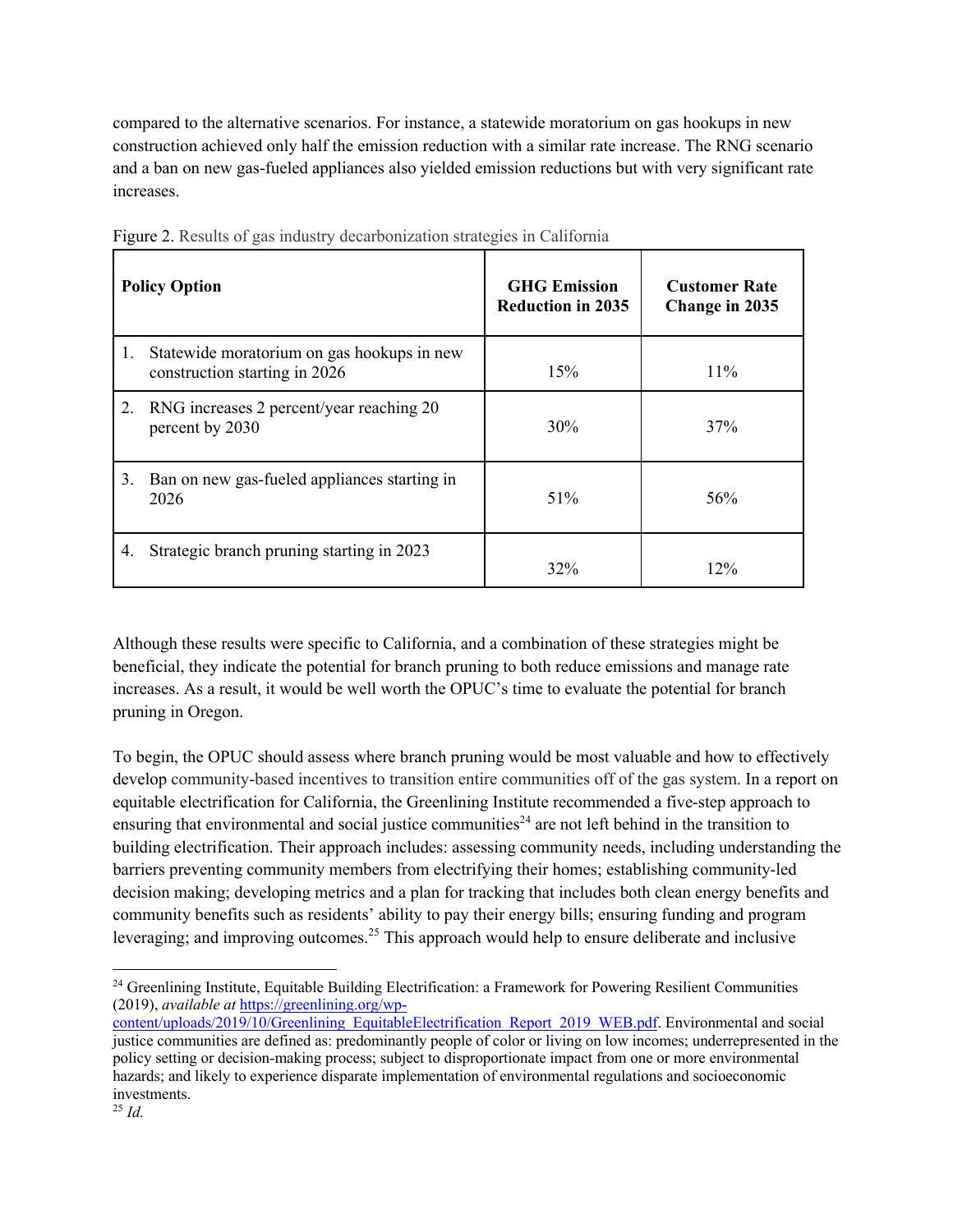compared to the alternative scenarios. For instance, a statewide moratorium on gas hookups in new construction achieved only half the emission reduction with a similar rate increase. The RNG scenario and a ban on new gas-fueled appliances also yielded emission reductions but with very significant rate increases.

Figure 2. Results of gas industry decarbonization strategies in California

| Policy Option | GHG Emission Reduction in 2035 | Customer Rate Change in 2035 |
|---|---|---|
| 1. Statewide moratorium on gas hookups in new construction starting in 2026 | 15% | 11% |
| 2. RNG increases 2 percent/year reaching 20 percent by 2030 | 30% | 37% |
| 3. Ban on new gas-fueled appliances starting in 2026 | 51% | 56% |
| 4. Strategic branch pruning starting in 2023 | 32% | 12% |

Although these results were specific to California, and a combination of these strategies might be beneficial, they indicate the potential for branch pruning to both reduce emissions and manage rate increases. As a result, it would be well worth the OPUC's time to evaluate the potential for branch pruning in Oregon.

To begin, the OPUC should assess where branch pruning would be most valuable and how to effectively develop community-based incentives to transition entire communities off of the gas system. In a report on equitable electrification for California, the Greenlining Institute recommended a five-step approach to ensuring that environmental and social justice communities[24] are not left behind in the transition to building electrification. Their approach includes: assessing community needs, including understanding the barriers preventing community members from electrifying their homes; establishing community-led decision making; developing metrics and a plan for tracking that includes both clean energy benefits and community benefits such as residents' ability to pay their energy bills; ensuring funding and program leveraging; and improving outcomes.[25] This approach would help to ensure deliberate and inclusive

[24] Greenlining Institute, Equitable Building Electrification: a Framework for Powering Resilient Communities (2019), *available at* https://greenlining.org/wp-content/uploads/2019/10/Greenlining_EquitableElectrification_Report_2019_WEB.pdf. Environmental and social justice communities are defined as: predominantly people of color or living on low incomes; underrepresented in the policy setting or decision-making process; subject to disproportionate impact from one or more environmental hazards; and likely to experience disparate implementation of environmental regulations and socioeconomic investments.

[25] *Id.*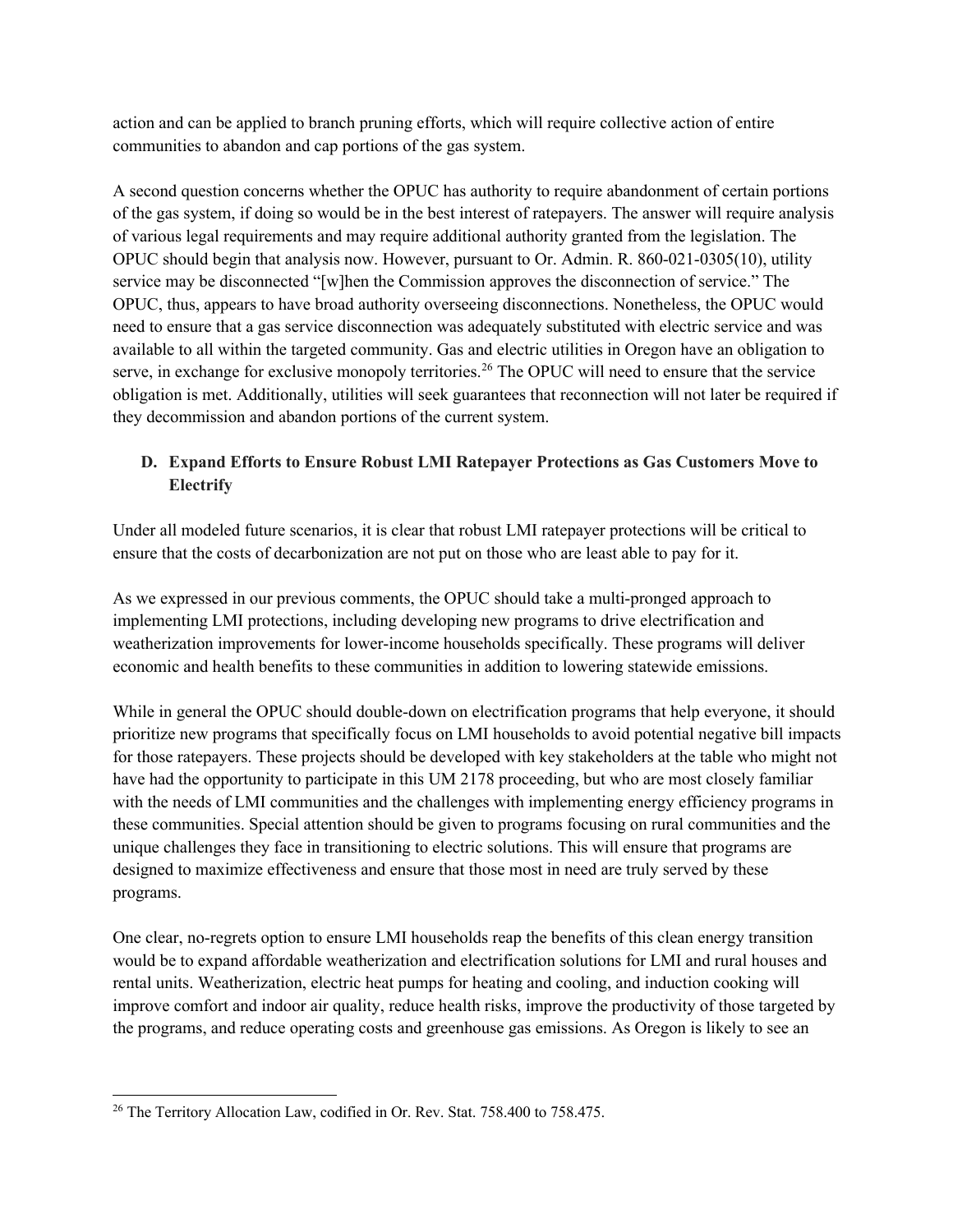action and can be applied to branch pruning efforts, which will require collective action of entire communities to abandon and cap portions of the gas system.

A second question concerns whether the OPUC has authority to require abandonment of certain portions of the gas system, if doing so would be in the best interest of ratepayers. The answer will require analysis of various legal requirements and may require additional authority granted from the legislation. The OPUC should begin that analysis now. However, pursuant to Or. Admin. R. 860-021-0305(10), utility service may be disconnected "[w]hen the Commission approves the disconnection of service." The OPUC, thus, appears to have broad authority overseeing disconnections. Nonetheless, the OPUC would need to ensure that a gas service disconnection was adequately substituted with electric service and was available to all within the targeted community. Gas and electric utilities in Oregon have an obligation to serve, in exchange for exclusive monopoly territories.[26] The OPUC will need to ensure that the service obligation is met. Additionally, utilities will seek guarantees that reconnection will not later be required if they decommission and abandon portions of the current system.

### D. Expand Efforts to Ensure Robust LMI Ratepayer Protections as Gas Customers Move to Electrify

Under all modeled future scenarios, it is clear that robust LMI ratepayer protections will be critical to ensure that the costs of decarbonization are not put on those who are least able to pay for it.

As we expressed in our previous comments, the OPUC should take a multi-pronged approach to implementing LMI protections, including developing new programs to drive electrification and weatherization improvements for lower-income households specifically. These programs will deliver economic and health benefits to these communities in addition to lowering statewide emissions.

While in general the OPUC should double-down on electrification programs that help everyone, it should prioritize new programs that specifically focus on LMI households to avoid potential negative bill impacts for those ratepayers. These projects should be developed with key stakeholders at the table who might not have had the opportunity to participate in this UM 2178 proceeding, but who are most closely familiar with the needs of LMI communities and the challenges with implementing energy efficiency programs in these communities. Special attention should be given to programs focusing on rural communities and the unique challenges they face in transitioning to electric solutions. This will ensure that programs are designed to maximize effectiveness and ensure that those most in need are truly served by these programs.

One clear, no-regrets option to ensure LMI households reap the benefits of this clean energy transition would be to expand affordable weatherization and electrification solutions for LMI and rural houses and rental units. Weatherization, electric heat pumps for heating and cooling, and induction cooking will improve comfort and indoor air quality, reduce health risks, improve the productivity of those targeted by the programs, and reduce operating costs and greenhouse gas emissions. As Oregon is likely to see an

---

[26] The Territory Allocation Law, codified in Or. Rev. Stat. 758.400 to 758.475.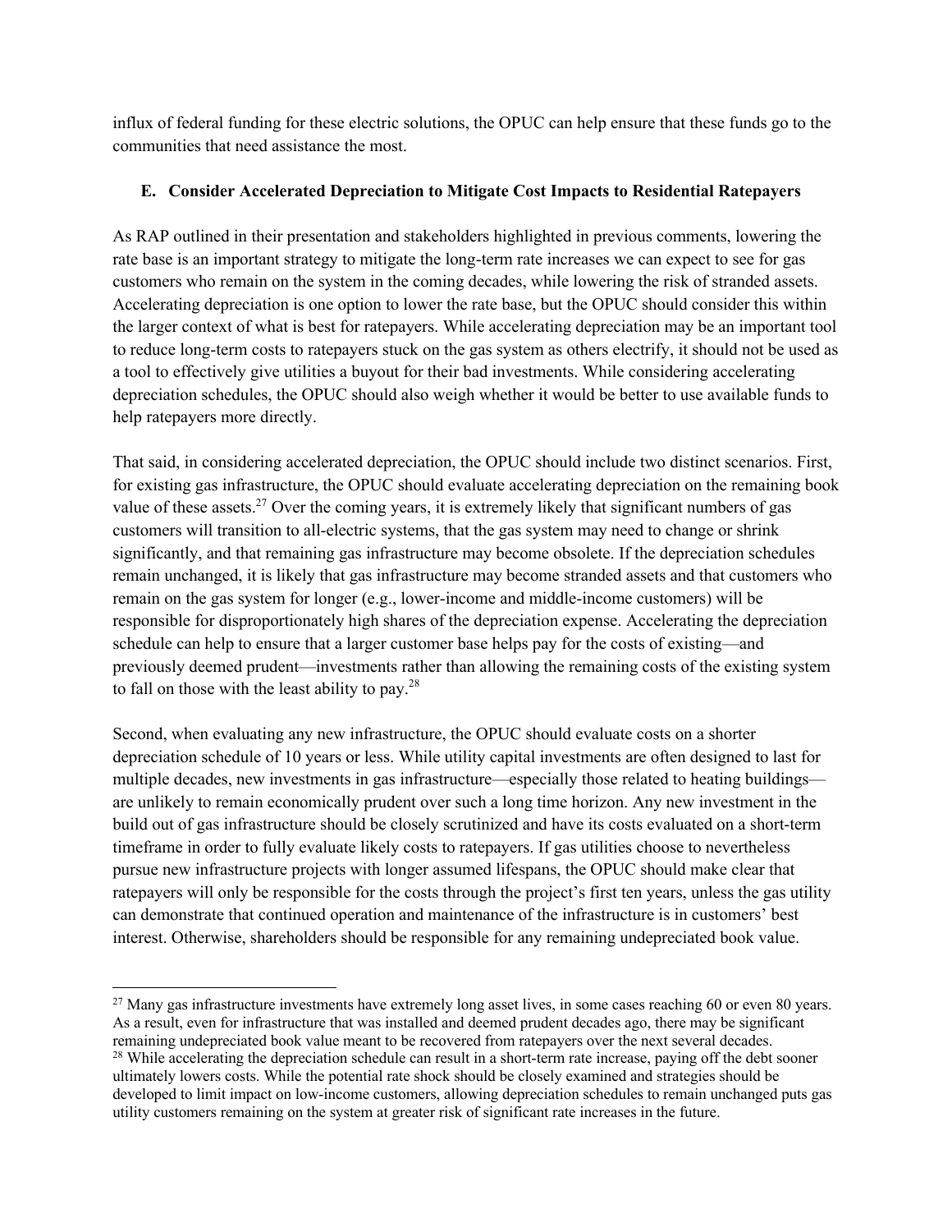influx of federal funding for these electric solutions, the OPUC can help ensure that these funds go to the communities that need assistance the most.

### E. Consider Accelerated Depreciation to Mitigate Cost Impacts to Residential Ratepayers

As RAP outlined in their presentation and stakeholders highlighted in previous comments, lowering the rate base is an important strategy to mitigate the long-term rate increases we can expect to see for gas customers who remain on the system in the coming decades, while lowering the risk of stranded assets. Accelerating depreciation is one option to lower the rate base, but the OPUC should consider this within the larger context of what is best for ratepayers. While accelerating depreciation may be an important tool to reduce long-term costs to ratepayers stuck on the gas system as others electrify, it should not be used as a tool to effectively give utilities a buyout for their bad investments. While considering accelerating depreciation schedules, the OPUC should also weigh whether it would be better to use available funds to help ratepayers more directly.

That said, in considering accelerated depreciation, the OPUC should include two distinct scenarios. First, for existing gas infrastructure, the OPUC should evaluate accelerating depreciation on the remaining book value of these assets.[27] Over the coming years, it is extremely likely that significant numbers of gas customers will transition to all-electric systems, that the gas system may need to change or shrink significantly, and that remaining gas infrastructure may become obsolete. If the depreciation schedules remain unchanged, it is likely that gas infrastructure may become stranded assets and that customers who remain on the gas system for longer (e.g., lower-income and middle-income customers) will be responsible for disproportionately high shares of the depreciation expense. Accelerating the depreciation schedule can help to ensure that a larger customer base helps pay for the costs of existing—and previously deemed prudent—investments rather than allowing the remaining costs of the existing system to fall on those with the least ability to pay.[28]

Second, when evaluating any new infrastructure, the OPUC should evaluate costs on a shorter depreciation schedule of 10 years or less. While utility capital investments are often designed to last for multiple decades, new investments in gas infrastructure—especially those related to heating buildings—are unlikely to remain economically prudent over such a long time horizon. Any new investment in the build out of gas infrastructure should be closely scrutinized and have its costs evaluated on a short-term timeframe in order to fully evaluate likely costs to ratepayers. If gas utilities choose to nevertheless pursue new infrastructure projects with longer assumed lifespans, the OPUC should make clear that ratepayers will only be responsible for the costs through the project's first ten years, unless the gas utility can demonstrate that continued operation and maintenance of the infrastructure is in customers' best interest. Otherwise, shareholders should be responsible for any remaining undepreciated book value.

---

[27] Many gas infrastructure investments have extremely long asset lives, in some cases reaching 60 or even 80 years. As a result, even for infrastructure that was installed and deemed prudent decades ago, there may be significant remaining undepreciated book value meant to be recovered from ratepayers over the next several decades.

[28] While accelerating the depreciation schedule can result in a short-term rate increase, paying off the debt sooner ultimately lowers costs. While the potential rate shock should be closely examined and strategies should be developed to limit impact on low-income customers, allowing depreciation schedules to remain unchanged puts gas utility customers remaining on the system at greater risk of significant rate increases in the future.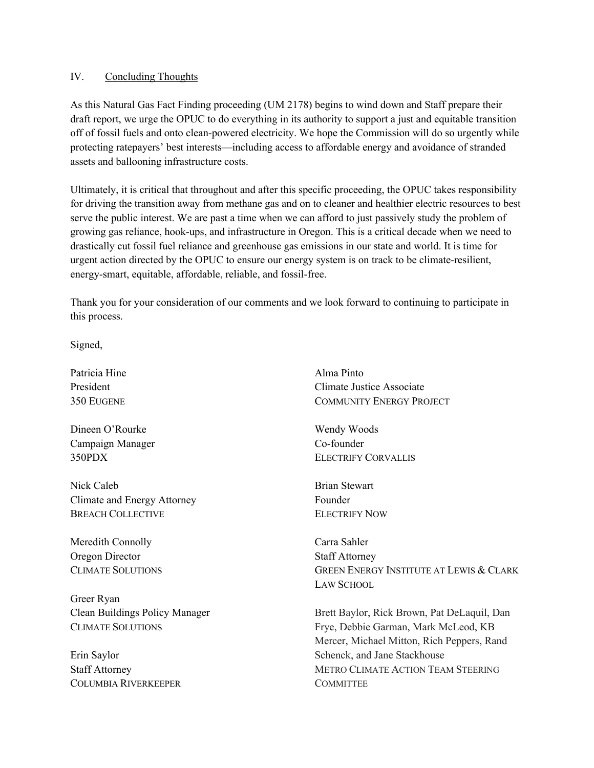## IV. Concluding Thoughts

As this Natural Gas Fact Finding proceeding (UM 2178) begins to wind down and Staff prepare their draft report, we urge the OPUC to do everything in its authority to support a just and equitable transition off of fossil fuels and onto clean-powered electricity. We hope the Commission will do so urgently while protecting ratepayers' best interests—including access to affordable energy and avoidance of stranded assets and ballooning infrastructure costs.

Ultimately, it is critical that throughout and after this specific proceeding, the OPUC takes responsibility for driving the transition away from methane gas and on to cleaner and healthier electric resources to best serve the public interest. We are past a time when we can afford to just passively study the problem of growing gas reliance, hook-ups, and infrastructure in Oregon. This is a critical decade when we need to drastically cut fossil fuel reliance and greenhouse gas emissions in our state and world. It is time for urgent action directed by the OPUC to ensure our energy system is on track to be climate-resilient, energy-smart, equitable, affordable, reliable, and fossil-free.

Thank you for your consideration of our comments and we look forward to continuing to participate in this process.

Signed,

Patricia Hine
President
350 EUGENE

Dineen O'Rourke
Campaign Manager
350PDX

Nick Caleb
Climate and Energy Attorney
BREACH COLLECTIVE

Meredith Connolly
Oregon Director
CLIMATE SOLUTIONS

Greer Ryan
Clean Buildings Policy Manager
CLIMATE SOLUTIONS

Erin Saylor
Staff Attorney
COLUMBIA RIVERKEEPER

Alma Pinto
Climate Justice Associate
COMMUNITY ENERGY PROJECT

Wendy Woods
Co-founder
ELECTRIFY CORVALLIS

Brian Stewart
Founder
ELECTRIFY NOW

Carra Sahler
Staff Attorney
GREEN ENERGY INSTITUTE AT LEWIS & CLARK LAW SCHOOL

Brett Baylor, Rick Brown, Pat DeLaquil, Dan Frye, Debbie Garman, Mark McLeod, KB Mercer, Michael Mitton, Rich Peppers, Rand Schenck, and Jane Stackhouse
METRO CLIMATE ACTION TEAM STEERING COMMITTEE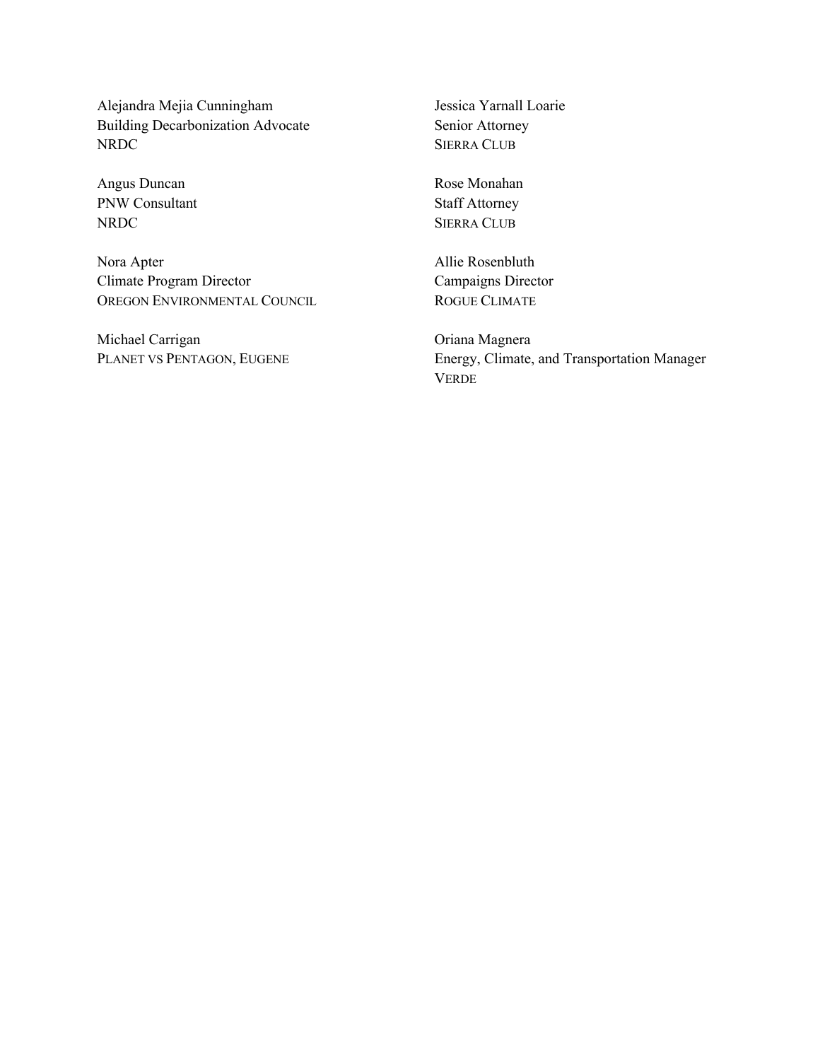Alejandra Mejia Cunningham
Building Decarbonization Advocate
NRDC

Angus Duncan
PNW Consultant
NRDC

Nora Apter
Climate Program Director
OREGON ENVIRONMENTAL COUNCIL

Michael Carrigan
PLANET VS PENTAGON, EUGENE

Jessica Yarnall Loarie
Senior Attorney
SIERRA CLUB

Rose Monahan
Staff Attorney
SIERRA CLUB

Allie Rosenbluth
Campaigns Director
ROGUE CLIMATE

Oriana Magnera
Energy, Climate, and Transportation Manager
VERDE